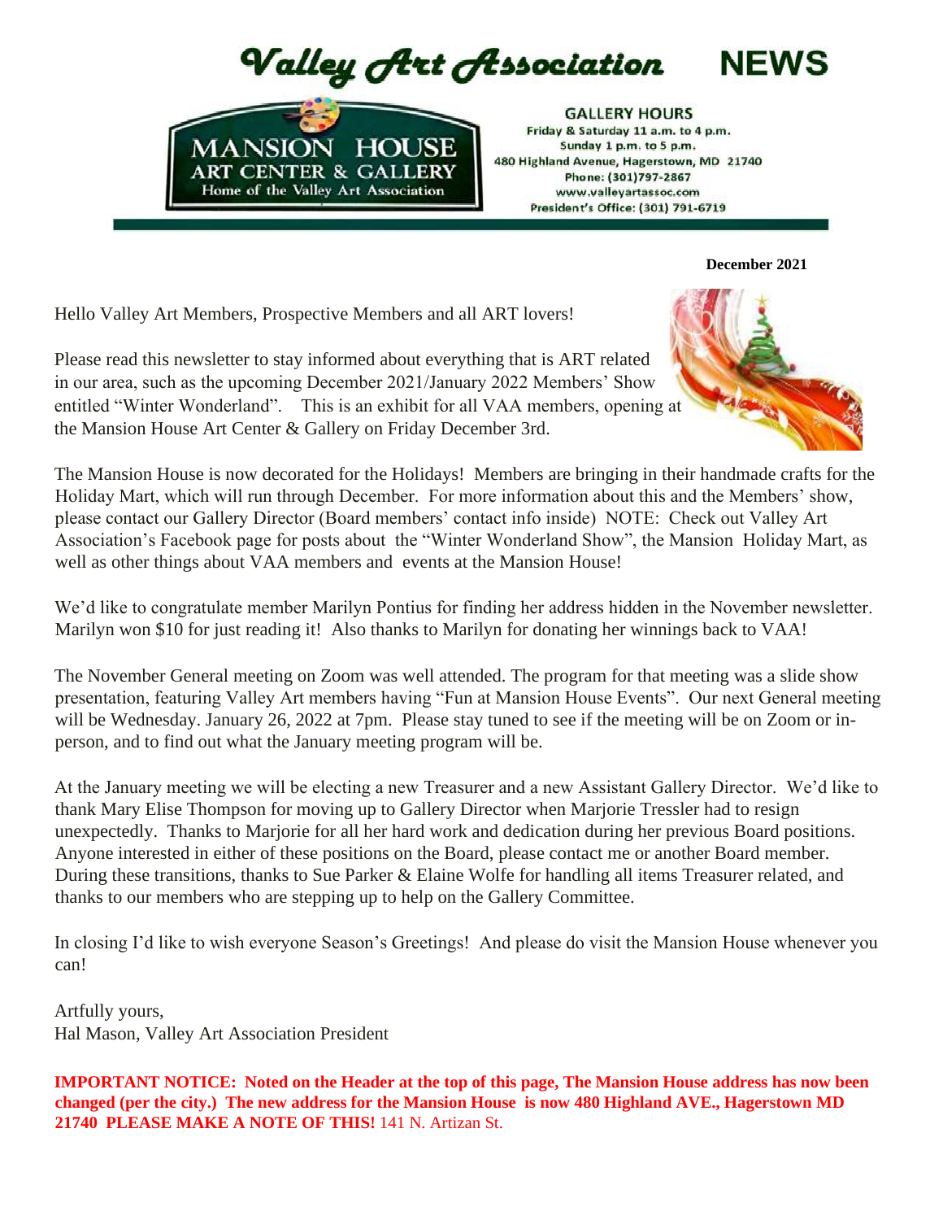# Valley Art Association NEWS

MANSION HOUSE
ART CENTER & GALLERY
Home of the Valley Art Association

**GALLERY HOURS**
Friday & Saturday 11 a.m. to 4 p.m.
Sunday 1 p.m. to 5 p.m.
480 Highland Avenue, Hagerstown, MD 21740
Phone: (301)797-2867
www.valleyartassoc.com
President's Office: (301) 791-6719

**December 2021**

Hello Valley Art Members, Prospective Members and all ART lovers!

Please read this newsletter to stay informed about everything that is ART related in our area, such as the upcoming December 2021/January 2022 Members' Show entitled "Winter Wonderland". This is an exhibit for all VAA members, opening at the Mansion House Art Center & Gallery on Friday December 3rd.

The Mansion House is now decorated for the Holidays! Members are bringing in their handmade crafts for the Holiday Mart, which will run through December. For more information about this and the Members' show, please contact our Gallery Director (Board members' contact info inside) NOTE: Check out Valley Art Association's Facebook page for posts about the "Winter Wonderland Show", the Mansion Holiday Mart, as well as other things about VAA members and events at the Mansion House!

We'd like to congratulate member Marilyn Pontius for finding her address hidden in the November newsletter. Marilyn won $10 for just reading it! Also thanks to Marilyn for donating her winnings back to VAA!

The November General meeting on Zoom was well attended. The program for that meeting was a slide show presentation, featuring Valley Art members having "Fun at Mansion House Events". Our next General meeting will be Wednesday. January 26, 2022 at 7pm. Please stay tuned to see if the meeting will be on Zoom or in-person, and to find out what the January meeting program will be.

At the January meeting we will be electing a new Treasurer and a new Assistant Gallery Director. We'd like to thank Mary Elise Thompson for moving up to Gallery Director when Marjorie Tressler had to resign unexpectedly. Thanks to Marjorie for all her hard work and dedication during her previous Board positions. Anyone interested in either of these positions on the Board, please contact me or another Board member. During these transitions, thanks to Sue Parker & Elaine Wolfe for handling all items Treasurer related, and thanks to our members who are stepping up to help on the Gallery Committee.

In closing I'd like to wish everyone Season's Greetings! And please do visit the Mansion House whenever you can!

Artfully yours,
Hal Mason, Valley Art Association President

**IMPORTANT NOTICE: Noted on the Header at the top of this page, The Mansion House address has now been changed (per the city.) The new address for the Mansion House is now 480 Highland AVE., Hagerstown MD 21740 PLEASE MAKE A NOTE OF THIS!** 141 N. Artizan St.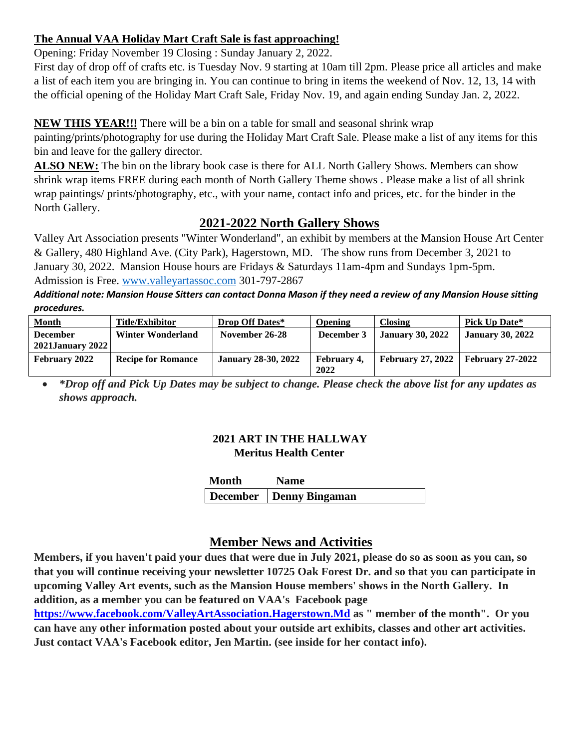**The Annual VAA Holiday Mart Craft Sale is fast approaching!**

Opening: Friday November 19 Closing : Sunday January 2, 2022.

First day of drop off of crafts etc. is Tuesday Nov. 9 starting at 10am till 2pm. Please price all articles and make a list of each item you are bringing in. You can continue to bring in items the weekend of Nov. 12, 13, 14 with the official opening of the Holiday Mart Craft Sale, Friday Nov. 19, and again ending Sunday Jan. 2, 2022.

**NEW THIS YEAR!!!** There will be a bin on a table for small and seasonal shrink wrap painting/prints/photography for use during the Holiday Mart Craft Sale. Please make a list of any items for this bin and leave for the gallery director.

**ALSO NEW:** The bin on the library book case is there for ALL North Gallery Shows. Members can show shrink wrap items FREE during each month of North Gallery Theme shows . Please make a list of all shrink wrap paintings/ prints/photography, etc., with your name, contact info and prices, etc. for the binder in the North Gallery.

## 2021-2022 North Gallery Shows

Valley Art Association presents "Winter Wonderland", an exhibit by members at the Mansion House Art Center & Gallery, 480 Highland Ave. (City Park), Hagerstown, MD. The show runs from December 3, 2021 to January 30, 2022. Mansion House hours are Fridays & Saturdays 11am-4pm and Sundays 1pm-5pm. Admission is Free. www.valleyartassoc.com 301-797-2867

***Additional note: Mansion House Sitters can contact Donna Mason if they need a review of any Mansion House sitting procedures.***

| Month | Title/Exhibitor | Drop Off Dates* | Opening | Closing | Pick Up Date* |
|---|---|---|---|---|---|
| **December 2021January 2022** | **Winter Wonderland** | **November 26-28** | **December 3** | **January 30, 2022** | **January 30, 2022** |
| **February 2022** | **Recipe for Romance** | **January 28-30, 2022** | **February 4, 2022** | **February 27, 2022** | **February 27-2022** |

- ***\*Drop off and Pick Up Dates may be subject to change. Please check the above list for any updates as shows approach.***

**2021 ART IN THE HALLWAY**
**Meritus Health Center**

| Month | Name |
|---|---|
| **December** | **Denny Bingaman** |

## Member News and Activities

**Members, if you haven't paid your dues that were due in July 2021, please do so as soon as you can, so that you will continue receiving your newsletter 10725 Oak Forest Dr. and so that you can participate in upcoming Valley Art events, such as the Mansion House members' shows in the North Gallery. In addition, as a member you can be featured on VAA's Facebook page https://www.facebook.com/ValleyArtAssociation.Hagerstown.Md as " member of the month". Or you can have any other information posted about your outside art exhibits, classes and other art activities. Just contact VAA's Facebook editor, Jen Martin. (see inside for her contact info).**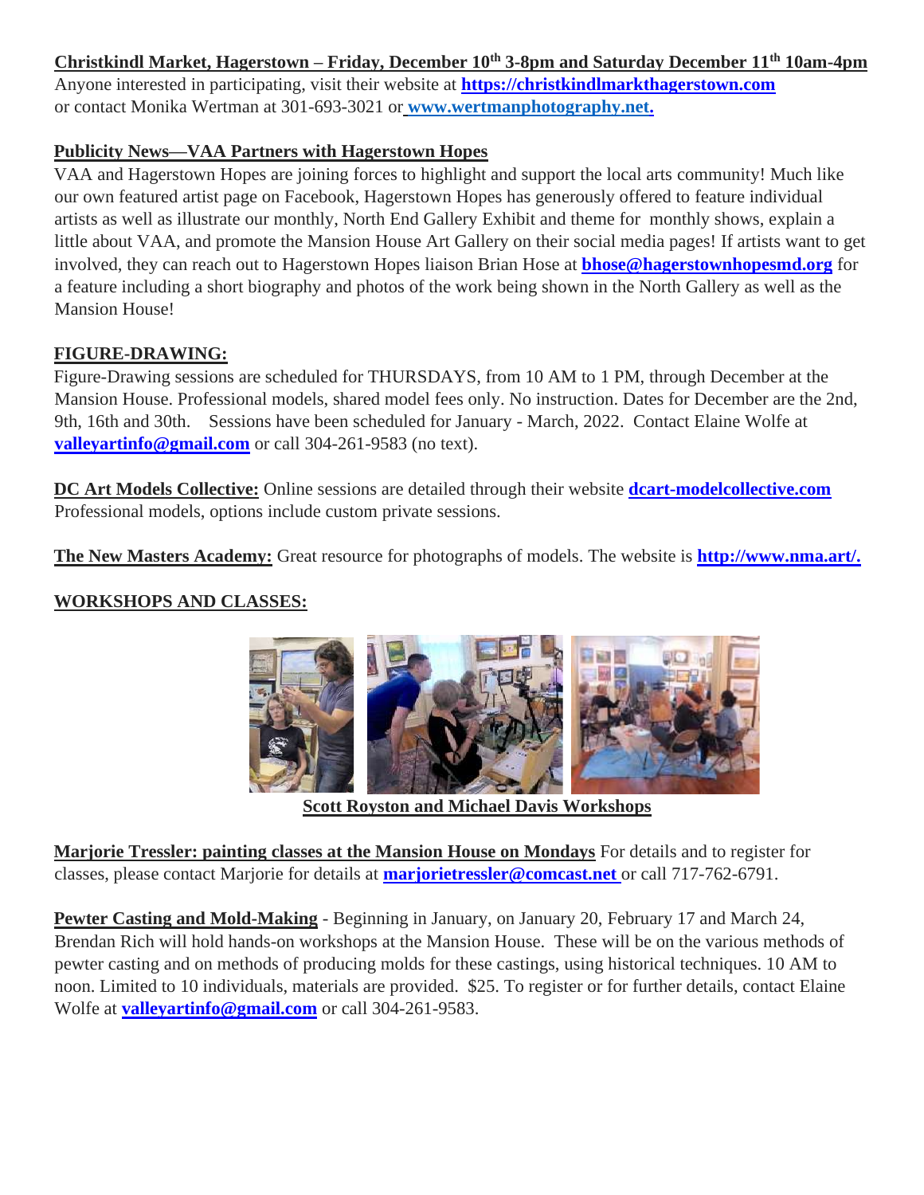**Christkindl Market, Hagerstown – Friday, December 10th 3-8pm and Saturday December 11th 10am-4pm**
Anyone interested in participating, visit their website at **https://christkindlmarkthagerstown.com** or contact Monika Wertman at 301-693-3021 or **www.wertmanphotography.net.**

**Publicity News—VAA Partners with Hagerstown Hopes**
VAA and Hagerstown Hopes are joining forces to highlight and support the local arts community! Much like our own featured artist page on Facebook, Hagerstown Hopes has generously offered to feature individual artists as well as illustrate our monthly, North End Gallery Exhibit and theme for monthly shows, explain a little about VAA, and promote the Mansion House Art Gallery on their social media pages! If artists want to get involved, they can reach out to Hagerstown Hopes liaison Brian Hose at **bhose@hagerstownhopesmd.org** for a feature including a short biography and photos of the work being shown in the North Gallery as well as the Mansion House!

**FIGURE-DRAWING:**
Figure-Drawing sessions are scheduled for THURSDAYS, from 10 AM to 1 PM, through December at the Mansion House. Professional models, shared model fees only. No instruction. Dates for December are the 2nd, 9th, 16th and 30th. Sessions have been scheduled for January - March, 2022. Contact Elaine Wolfe at **valleyartinfo@gmail.com** or call 304-261-9583 (no text).

**DC Art Models Collective:** Online sessions are detailed through their website **dcart-modelcollective.com** Professional models, options include custom private sessions.

**The New Masters Academy:** Great resource for photographs of models. The website is **http://www.nma.art/.**

**WORKSHOPS AND CLASSES:**

**Scott Royston and Michael Davis Workshops**

**Marjorie Tressler: painting classes at the Mansion House on Mondays** For details and to register for classes, please contact Marjorie for details at **marjorietressler@comcast.net** or call 717-762-6791.

**Pewter Casting and Mold-Making** - Beginning in January, on January 20, February 17 and March 24, Brendan Rich will hold hands-on workshops at the Mansion House. These will be on the various methods of pewter casting and on methods of producing molds for these castings, using historical techniques. 10 AM to noon. Limited to 10 individuals, materials are provided. $25. To register or for further details, contact Elaine Wolfe at **valleyartinfo@gmail.com** or call 304-261-9583.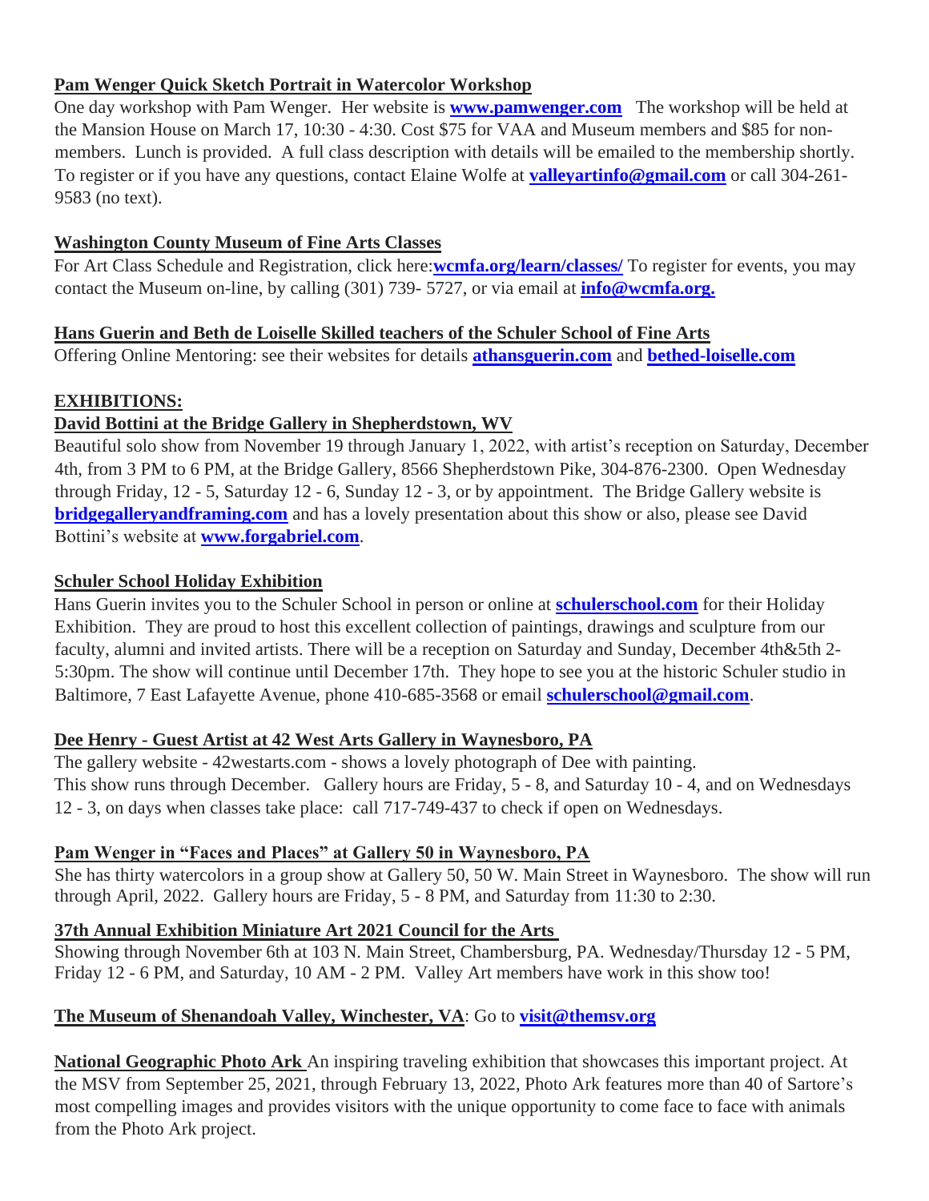**Pam Wenger Quick Sketch Portrait in Watercolor Workshop**

One day workshop with Pam Wenger. Her website is **www.pamwenger.com** The workshop will be held at the Mansion House on March 17, 10:30 - 4:30. Cost $75 for VAA and Museum members and $85 for non-members. Lunch is provided. A full class description with details will be emailed to the membership shortly. To register or if you have any questions, contact Elaine Wolfe at **valleyartinfo@gmail.com** or call 304-261-9583 (no text).

**Washington County Museum of Fine Arts Classes**

For Art Class Schedule and Registration, click here:**wcmfa.org/learn/classes/** To register for events, you may contact the Museum on-line, by calling (301) 739- 5727, or via email at **info@wcmfa.org.**

**Hans Guerin and Beth de Loiselle Skilled teachers of the Schuler School of Fine Arts**

Offering Online Mentoring: see their websites for details **athansguerin.com** and **bethed-loiselle.com**

## EXHIBITIONS:

**David Bottini at the Bridge Gallery in Shepherdstown, WV**

Beautiful solo show from November 19 through January 1, 2022, with artist's reception on Saturday, December 4th, from 3 PM to 6 PM, at the Bridge Gallery, 8566 Shepherdstown Pike, 304-876-2300. Open Wednesday through Friday, 12 - 5, Saturday 12 - 6, Sunday 12 - 3, or by appointment. The Bridge Gallery website is **bridgegalleryandframing.com** and has a lovely presentation about this show or also, please see David Bottini's website at **www.forgabriel.com**.

**Schuler School Holiday Exhibition**

Hans Guerin invites you to the Schuler School in person or online at **schulerschool.com** for their Holiday Exhibition. They are proud to host this excellent collection of paintings, drawings and sculpture from our faculty, alumni and invited artists. There will be a reception on Saturday and Sunday, December 4th&5th 2-5:30pm. The show will continue until December 17th. They hope to see you at the historic Schuler studio in Baltimore, 7 East Lafayette Avenue, phone 410-685-3568 or email **schulerschool@gmail.com**.

**Dee Henry - Guest Artist at 42 West Arts Gallery in Waynesboro, PA**

The gallery website - 42westarts.com - shows a lovely photograph of Dee with painting.
This show runs through December. Gallery hours are Friday, 5 - 8, and Saturday 10 - 4, and on Wednesdays 12 - 3, on days when classes take place: call 717-749-437 to check if open on Wednesdays.

**Pam Wenger in "Faces and Places" at Gallery 50 in Waynesboro, PA**

She has thirty watercolors in a group show at Gallery 50, 50 W. Main Street in Waynesboro. The show will run through April, 2022. Gallery hours are Friday, 5 - 8 PM, and Saturday from 11:30 to 2:30.

**37th Annual Exhibition Miniature Art 2021 Council for the Arts**

Showing through November 6th at 103 N. Main Street, Chambersburg, PA. Wednesday/Thursday 12 - 5 PM, Friday 12 - 6 PM, and Saturday, 10 AM - 2 PM. Valley Art members have work in this show too!

**The Museum of Shenandoah Valley, Winchester, VA**: Go to **visit@themsv.org**

**National Geographic Photo Ark** An inspiring traveling exhibition that showcases this important project. At the MSV from September 25, 2021, through February 13, 2022, Photo Ark features more than 40 of Sartore's most compelling images and provides visitors with the unique opportunity to come face to face with animals from the Photo Ark project.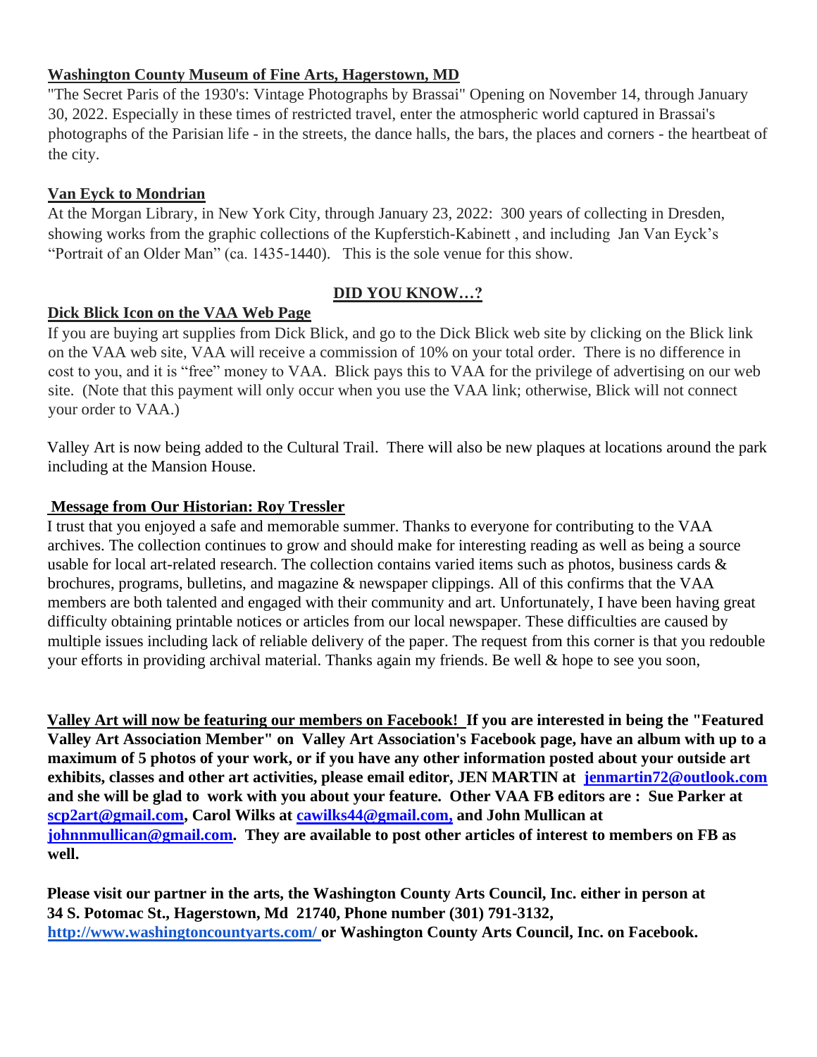**Washington County Museum of Fine Arts, Hagerstown, MD**

"The Secret Paris of the 1930's: Vintage Photographs by Brassai" Opening on November 14, through January 30, 2022. Especially in these times of restricted travel, enter the atmospheric world captured in Brassai's photographs of the Parisian life - in the streets, the dance halls, the bars, the places and corners - the heartbeat of the city.

**Van Eyck to Mondrian**

At the Morgan Library, in New York City, through January 23, 2022: 300 years of collecting in Dresden, showing works from the graphic collections of the Kupferstich-Kabinett , and including Jan Van Eyck's "Portrait of an Older Man" (ca. 1435-1440). This is the sole venue for this show.

## DID YOU KNOW…?

**Dick Blick Icon on the VAA Web Page**

If you are buying art supplies from Dick Blick, and go to the Dick Blick web site by clicking on the Blick link on the VAA web site, VAA will receive a commission of 10% on your total order. There is no difference in cost to you, and it is "free" money to VAA. Blick pays this to VAA for the privilege of advertising on our web site. (Note that this payment will only occur when you use the VAA link; otherwise, Blick will not connect your order to VAA.)

Valley Art is now being added to the Cultural Trail. There will also be new plaques at locations around the park including at the Mansion House.

**Message from Our Historian: Roy Tressler**

I trust that you enjoyed a safe and memorable summer. Thanks to everyone for contributing to the VAA archives. The collection continues to grow and should make for interesting reading as well as being a source usable for local art-related research. The collection contains varied items such as photos, business cards & brochures, programs, bulletins, and magazine & newspaper clippings. All of this confirms that the VAA members are both talented and engaged with their community and art. Unfortunately, I have been having great difficulty obtaining printable notices or articles from our local newspaper. These difficulties are caused by multiple issues including lack of reliable delivery of the paper. The request from this corner is that you redouble your efforts in providing archival material. Thanks again my friends. Be well & hope to see you soon,

**Valley Art will now be featuring our members on Facebook! If you are interested in being the "Featured Valley Art Association Member" on Valley Art Association's Facebook page, have an album with up to a maximum of 5 photos of your work, or if you have any other information posted about your outside art exhibits, classes and other art activities, please email editor, JEN MARTIN at jenmartin72@outlook.com and she will be glad to work with you about your feature. Other VAA FB editors are : Sue Parker at scp2art@gmail.com, Carol Wilks at cawilks44@gmail.com, and John Mullican at johnnmullican@gmail.com. They are available to post other articles of interest to members on FB as well.**

**Please visit our partner in the arts, the Washington County Arts Council, Inc. either in person at 34 S. Potomac St., Hagerstown, Md 21740, Phone number (301) 791-3132, http://www.washingtoncountyarts.com/ or Washington County Arts Council, Inc. on Facebook.**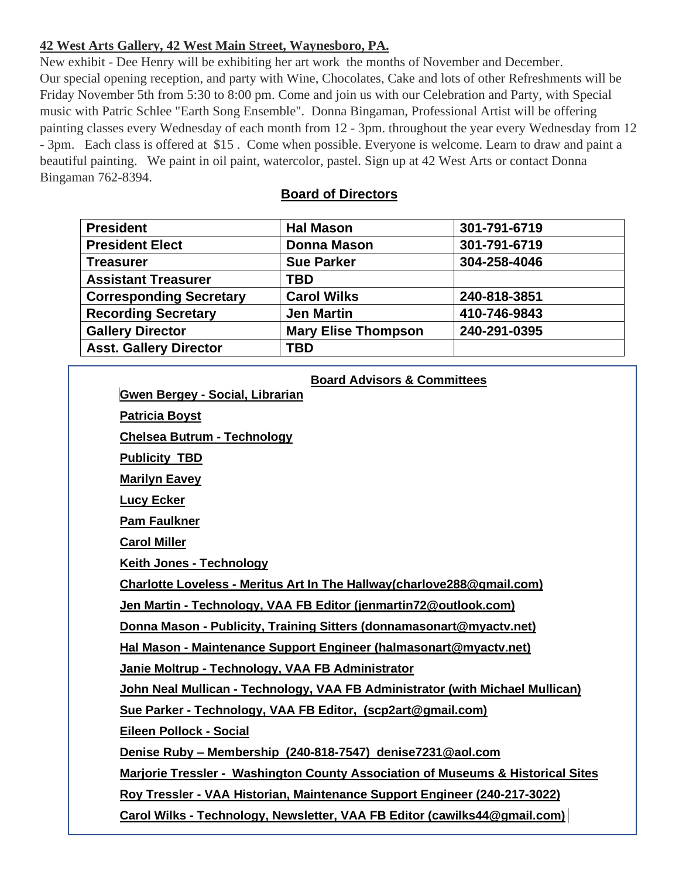**42 West Arts Gallery, 42 West Main Street, Waynesboro, PA.**

New exhibit - Dee Henry will be exhibiting her art work the months of November and December. Our special opening reception, and party with Wine, Chocolates, Cake and lots of other Refreshments will be Friday November 5th from 5:30 to 8:00 pm. Come and join us with our Celebration and Party, with Special music with Patric Schlee "Earth Song Ensemble". Donna Bingaman, Professional Artist will be offering painting classes every Wednesday of each month from 12 - 3pm. throughout the year every Wednesday from 12 - 3pm. Each class is offered at $15 . Come when possible. Everyone is welcome. Learn to draw and paint a beautiful painting. We paint in oil paint, watercolor, pastel. Sign up at 42 West Arts or contact Donna Bingaman 762-8394.

## Board of Directors

| | | |
|---|---|---|
| **President** | **Hal Mason** | **301-791-6719** |
| **President Elect** | **Donna Mason** | **301-791-6719** |
| **Treasurer** | **Sue Parker** | **304-258-4046** |
| **Assistant Treasurer** | **TBD** | |
| **Corresponding Secretary** | **Carol Wilks** | **240-818-3851** |
| **Recording Secretary** | **Jen Martin** | **410-746-9843** |
| **Gallery Director** | **Mary Elise Thompson** | **240-291-0395** |
| **Asst. Gallery Director** | **TBD** | |

### Board Advisors & Committees

**Gwen Bergey - Social, Librarian**

**Patricia Boyst**

**Chelsea Butrum - Technology**

**Publicity TBD**

**Marilyn Eavey**

**Lucy Ecker**

**Pam Faulkner**

**Carol Miller**

**Keith Jones - Technology**

**Charlotte Loveless - Meritus Art In The Hallway(charlove288@gmail.com)**

**Jen Martin - Technology, VAA FB Editor (jenmartin72@outlook.com)**

**Donna Mason - Publicity, Training Sitters (donnamasonart@myactv.net)**

**Hal Mason - Maintenance Support Engineer (halmasonart@myactv.net)**

**Janie Moltrup - Technology, VAA FB Administrator**

**John Neal Mullican - Technology, VAA FB Administrator (with Michael Mullican)**

**Sue Parker - Technology, VAA FB Editor, (scp2art@gmail.com)**

**Eileen Pollock - Social**

**Denise Ruby – Membership (240-818-7547) denise7231@aol.com**

**Marjorie Tressler - Washington County Association of Museums & Historical Sites**

**Roy Tressler - VAA Historian, Maintenance Support Engineer (240-217-3022)**

**Carol Wilks - Technology, Newsletter, VAA FB Editor (cawilks44@gmail.com)**